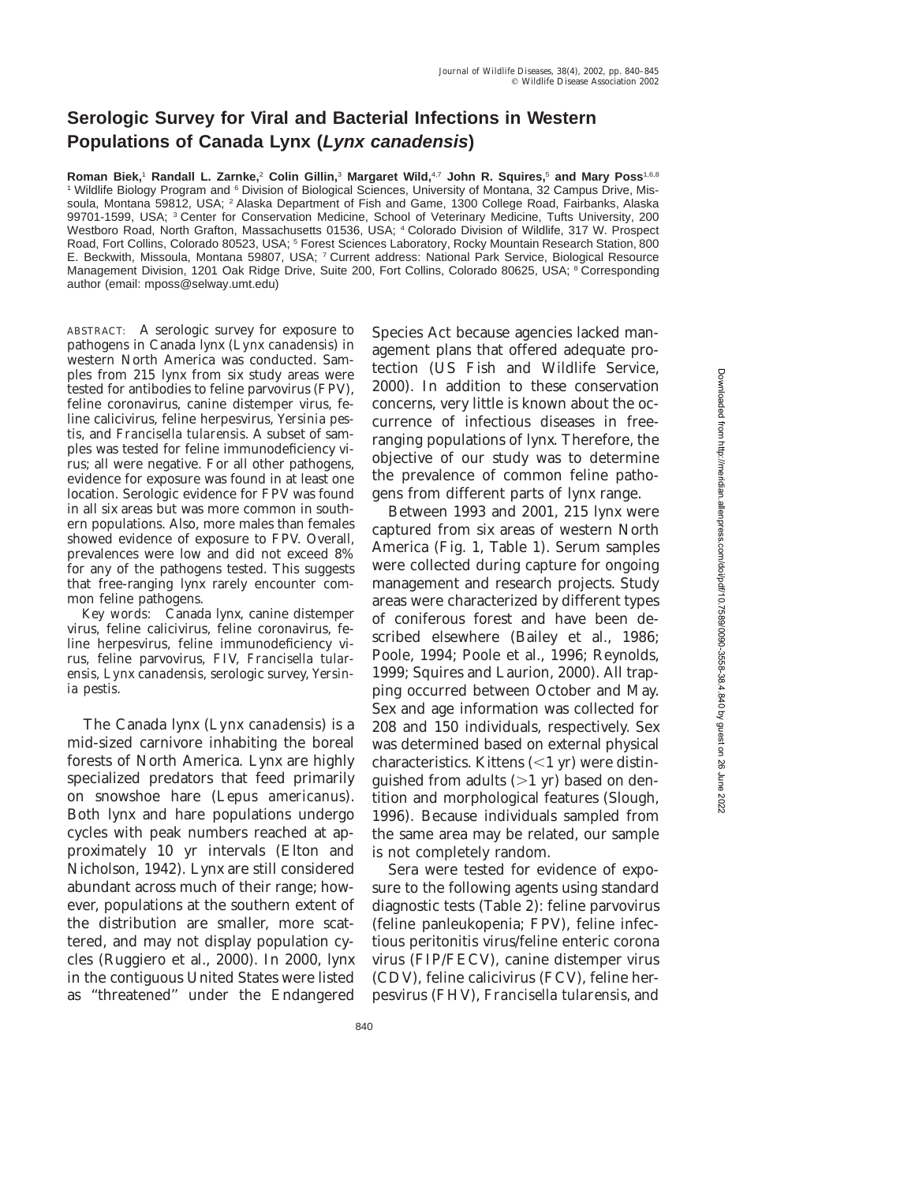# Serologic Survey for Viral and Bacterial Infections in Western Populations of Canada Lynx (*Lynx canadensis*)

**Roman Biek,[1] Randall L. Zarnke,[2] Colin Gillin,[3] Margaret Wild,[4,7] John R. Squires,[5] and Mary Poss[1,6,8]**
[1] Wildlife Biology Program and [6] Division of Biological Sciences, University of Montana, 32 Campus Drive, Missoula, Montana 59812, USA; [2] Alaska Department of Fish and Game, 1300 College Road, Fairbanks, Alaska 99701-1599, USA; [3] Center for Conservation Medicine, School of Veterinary Medicine, Tufts University, 200 Westboro Road, North Grafton, Massachusetts 01536, USA; [4] Colorado Division of Wildlife, 317 W. Prospect Road, Fort Collins, Colorado 80523, USA; [5] Forest Sciences Laboratory, Rocky Mountain Research Station, 800 E. Beckwith, Missoula, Montana 59807, USA; [7] Current address: National Park Service, Biological Resource Management Division, 1201 Oak Ridge Drive, Suite 200, Fort Collins, Colorado 80625, USA; [8] Corresponding author (email: mposs@selway.umt.edu)

ABSTRACT: A serologic survey for exposure to pathogens in Canada lynx (*Lynx canadensis*) in western North America was conducted. Samples from 215 lynx from six study areas were tested for antibodies to feline parvovirus (FPV), feline coronavirus, canine distemper virus, feline calicivirus, feline herpesvirus, *Yersinia pestis*, and *Francisella tularensis*. A subset of samples was tested for feline immunodeficiency virus; all were negative. For all other pathogens, evidence for exposure was found in at least one location. Serologic evidence for FPV was found in all six areas but was more common in southern populations. Also, more males than females showed evidence of exposure to FPV. Overall, prevalences were low and did not exceed 8% for any of the pathogens tested. This suggests that free-ranging lynx rarely encounter common feline pathogens.

*Key words:* Canada lynx, canine distemper virus, feline calicivirus, feline coronavirus, feline herpesvirus, feline immunodeficiency virus, feline parvovirus, FIV, *Francisella tularensis*, *Lynx canadensis*, serologic survey, *Yersinia pestis*.

The Canada lynx (*Lynx canadensis*) is a mid-sized carnivore inhabiting the boreal forests of North America. Lynx are highly specialized predators that feed primarily on snowshoe hare (*Lepus americanus*). Both lynx and hare populations undergo cycles with peak numbers reached at approximately 10 yr intervals (Elton and Nicholson, 1942). Lynx are still considered abundant across much of their range; however, populations at the southern extent of the distribution are smaller, more scattered, and may not display population cycles (Ruggiero et al., 2000). In 2000, lynx in the contiguous United States were listed as "threatened" under the Endangered Species Act because agencies lacked management plans that offered adequate protection (US Fish and Wildlife Service, 2000). In addition to these conservation concerns, very little is known about the occurrence of infectious diseases in free-ranging populations of lynx. Therefore, the objective of our study was to determine the prevalence of common feline pathogens from different parts of lynx range.

Between 1993 and 2001, 215 lynx were captured from six areas of western North America (Fig. 1, Table 1). Serum samples were collected during capture for ongoing management and research projects. Study areas were characterized by different types of coniferous forest and have been described elsewhere (Bailey et al., 1986; Poole, 1994; Poole et al., 1996; Reynolds, 1999; Squires and Laurion, 2000). All trapping occurred between October and May. Sex and age information was collected for 208 and 150 individuals, respectively. Sex was determined based on external physical characteristics. Kittens (<1 yr) were distinguished from adults (>1 yr) based on dentition and morphological features (Slough, 1996). Because individuals sampled from the same area may be related, our sample is not completely random.

Sera were tested for evidence of exposure to the following agents using standard diagnostic tests (Table 2): feline parvovirus (feline panleukopenia; FPV), feline infectious peritonitis virus/feline enteric corona virus (FIP/FECV), canine distemper virus (CDV), feline calicivirus (FCV), feline herpesvirus (FHV), *Francisella tularensis*, and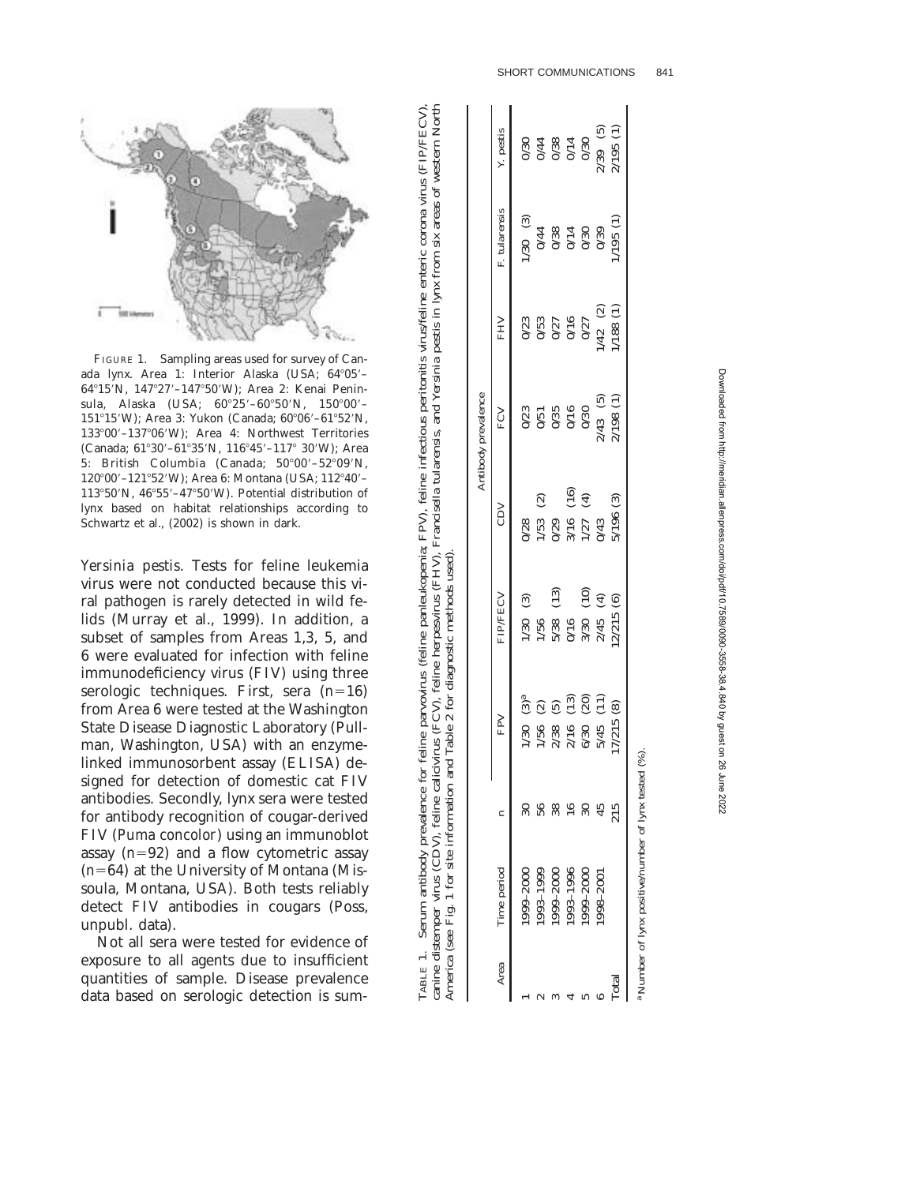FIGURE 1. Sampling areas used for survey of Canada lynx. Area 1: Interior Alaska (USA; 64°05′–64°15′N, 147°27′–147°50′W); Area 2: Kenai Peninsula, Alaska (USA; 60°25′–60°50′N, 150°00′–151°15′W); Area 3: Yukon (Canada; 60°06′–61°52′N, 133°00′–137°06′W); Area 4: Northwest Territories (Canada; 61°30′–61°35′N, 116°45′–117° 30′W); Area 5: British Columbia (Canada; 50°00′–52°09′N, 120°00′–121°52′W); Area 6: Montana (USA; 112°40′–113°50′N, 46°55′–47°50′W). Potential distribution of lynx based on habitat relationships according to Schwartz et al., (2002) is shown in dark.

*Yersinia pestis*. Tests for feline leukemia virus were not conducted because this viral pathogen is rarely detected in wild felids (Murray et al., 1999). In addition, a subset of samples from Areas 1,3, 5, and 6 were evaluated for infection with feline immunodeficiency virus (FIV) using three serologic techniques. First, sera (n=16) from Area 6 were tested at the Washington State Disease Diagnostic Laboratory (Pullman, Washington, USA) with an enzyme-linked immunosorbent assay (ELISA) designed for detection of domestic cat FIV antibodies. Secondly, lynx sera were tested for antibody recognition of cougar-derived FIV (*Puma concolor*) using an immunoblot assay (n=92) and a flow cytometric assay (n=64) at the University of Montana (Missoula, Montana, USA). Both tests reliably detect FIV antibodies in cougars (Poss, unpubl. data).

Not all sera were tested for evidence of exposure to all agents due to insufficient quantities of sample. Disease prevalence data based on serologic detection is sum-

TABLE 1. Serum antibody prevalence for feline parvovirus (feline panleukopenia; FPV), feline infectious peritonitis virus/feline enteric corona virus (FIP/FECV), canine distemper virus (CDV), feline calicivirus (FCV), feline herpesvirus (FHV), *Francisella tularensis*, and *Yersinia pestis* in lynx from six areas of western North America (see Fig. 1 for site information and Table 2 for diagnostic methods used).

| Area | Time period | n | Antibody prevalence | | | | | | |
|---|---|---|---|---|---|---|---|---|---|
| | | | FPV | FIP/FECV | CDV | FCV | FHV | *F. tularensis* | *Y. pestis* |
| 1 | 1999–2000 | 30 | 1/30 (3)[a] | 1/30 (3) | 0/28 | 0/23 | 0/23 | 1/30 (3) | 0/30 |
| 2 | 1993–1999 | 56 | 1/56 (2) | 1/56 | 1/53 (2) | 0/51 | 0/53 | 0/44 | 0/44 |
| 3 | 1999–2000 | 38 | 2/38 (5) | 5/38 (13) | 0/29 | 0/35 | 0/27 | 0/38 | 0/38 |
| 4 | 1993–1996 | 16 | 2/16 (13) | 0/16 | 3/16 (16) | 0/16 | 0/16 | 0/14 | 0/14 |
| 5 | 1999–2000 | 30 | 6/30 (20) | 3/30 (10) | 1/27 (4) | 0/30 | 0/27 | 0/30 | 0/30 |
| 6 | 1998–2001 | 45 | 5/45 (11) | 2/45 (4) | 0/43 | 2/43 (5) | 1/42 (2) | 0/39 | 2/39 (5) |
| Total | | 215 | 17/215 (8) | 12/215 (6) | 5/196 (3) | 2/198 (1) | 1/188 (1) | 1/195 (1) | 2/195 (1) |

[a] Number of lynx positive/number of lynx tested (%).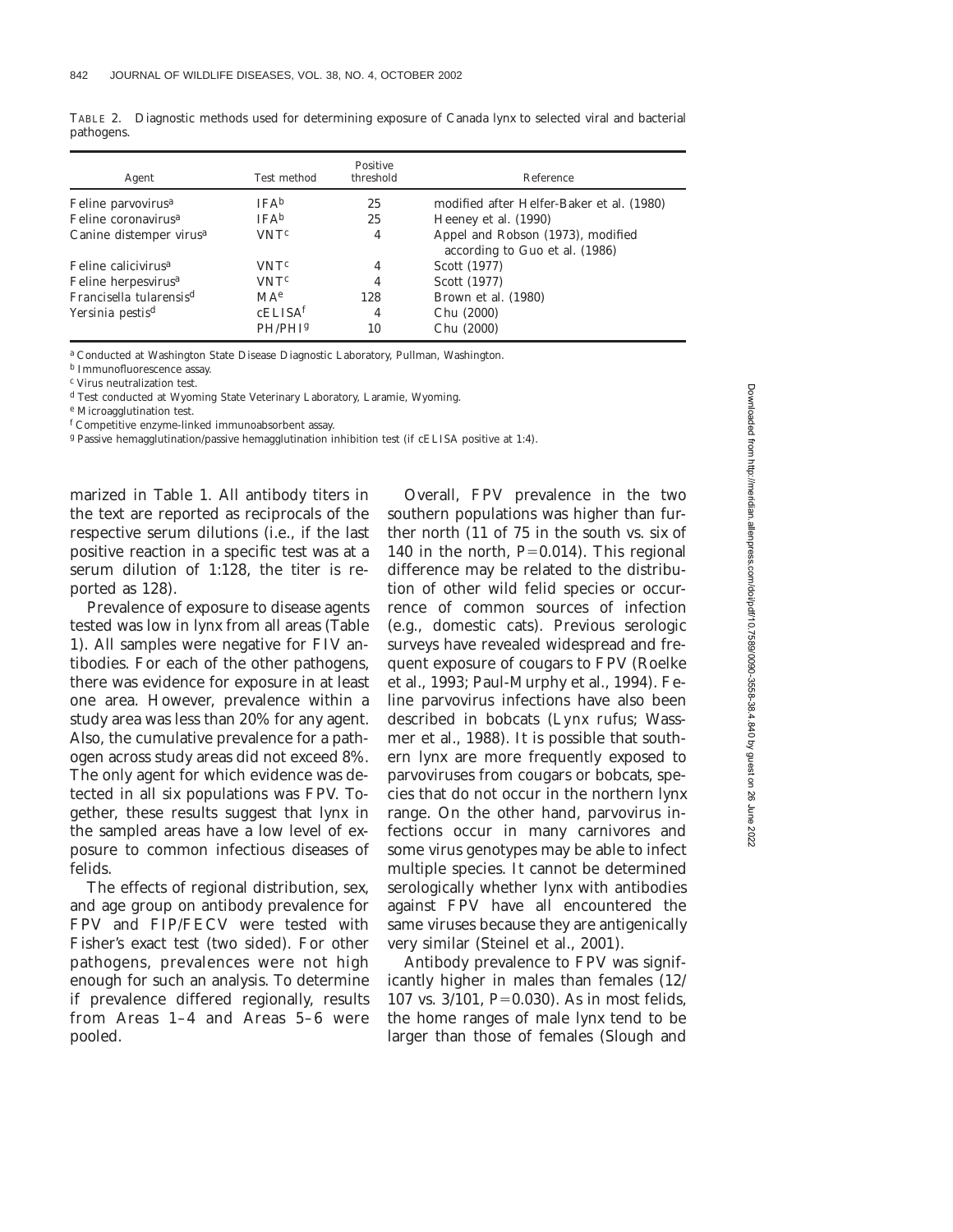TABLE 2. Diagnostic methods used for determining exposure of Canada lynx to selected viral and bacterial pathogens.

| Agent | Test method | Positive threshold | Reference |
|---|---|---|---|
| Feline parvovirus[a] | IFA[b] | 25 | modified after Helfer-Baker et al. (1980) |
| Feline coronavirus[a] | IFA[b] | 25 | Heeney et al. (1990) |
| Canine distemper virus[a] | VNT[c] | 4 | Appel and Robson (1973), modified according to Guo et al. (1986) |
| Feline calicivirus[a] | VNT[c] | 4 | Scott (1977) |
| Feline herpesvirus[a] | VNT[c] | 4 | Scott (1977) |
| *Francisella tularensis*[d] | MA[e] | 128 | Brown et al. (1980) |
| *Yersinia pestis*[d] | cELISA[f] | 4 | Chu (2000) |
| | PH/PHI[g] | 10 | Chu (2000) |

[a] Conducted at Washington State Disease Diagnostic Laboratory, Pullman, Washington.
[b] Immunofluorescence assay.
[c] Virus neutralization test.
[d] Test conducted at Wyoming State Veterinary Laboratory, Laramie, Wyoming.
[e] Microagglutination test.
[f] Competitive enzyme-linked immunoabsorbent assay.
[g] Passive hemagglutination/passive hemagglutination inhibition test (if cELISA positive at 1:4).

marized in Table 1. All antibody titers in the text are reported as reciprocals of the respective serum dilutions (i.e., if the last positive reaction in a specific test was at a serum dilution of 1:128, the titer is reported as 128).

Prevalence of exposure to disease agents tested was low in lynx from all areas (Table 1). All samples were negative for FIV antibodies. For each of the other pathogens, there was evidence for exposure in at least one area. However, prevalence within a study area was less than 20% for any agent. Also, the cumulative prevalence for a pathogen across study areas did not exceed 8%. The only agent for which evidence was detected in all six populations was FPV. Together, these results suggest that lynx in the sampled areas have a low level of exposure to common infectious diseases of felids.

The effects of regional distribution, sex, and age group on antibody prevalence for FPV and FIP/FECV were tested with Fisher's exact test (two sided). For other pathogens, prevalences were not high enough for such an analysis. To determine if prevalence differed regionally, results from Areas 1–4 and Areas 5–6 were pooled.

Overall, FPV prevalence in the two southern populations was higher than further north (11 of 75 in the south vs. six of 140 in the north, $P=0.014$). This regional difference may be related to the distribution of other wild felid species or occurrence of common sources of infection (e.g., domestic cats). Previous serologic surveys have revealed widespread and frequent exposure of cougars to FPV (Roelke et al., 1993; Paul-Murphy et al., 1994). Feline parvovirus infections have also been described in bobcats (*Lynx rufus*; Wassmer et al., 1988). It is possible that southern lynx are more frequently exposed to parvoviruses from cougars or bobcats, species that do not occur in the northern lynx range. On the other hand, parvovirus infections occur in many carnivores and some virus genotypes may be able to infect multiple species. It cannot be determined serologically whether lynx with antibodies against FPV have all encountered the same viruses because they are antigenically very similar (Steinel et al., 2001).

Antibody prevalence to FPV was significantly higher in males than females (12/107 vs. 3/101, $P=0.030$). As in most felids, the home ranges of male lynx tend to be larger than those of females (Slough and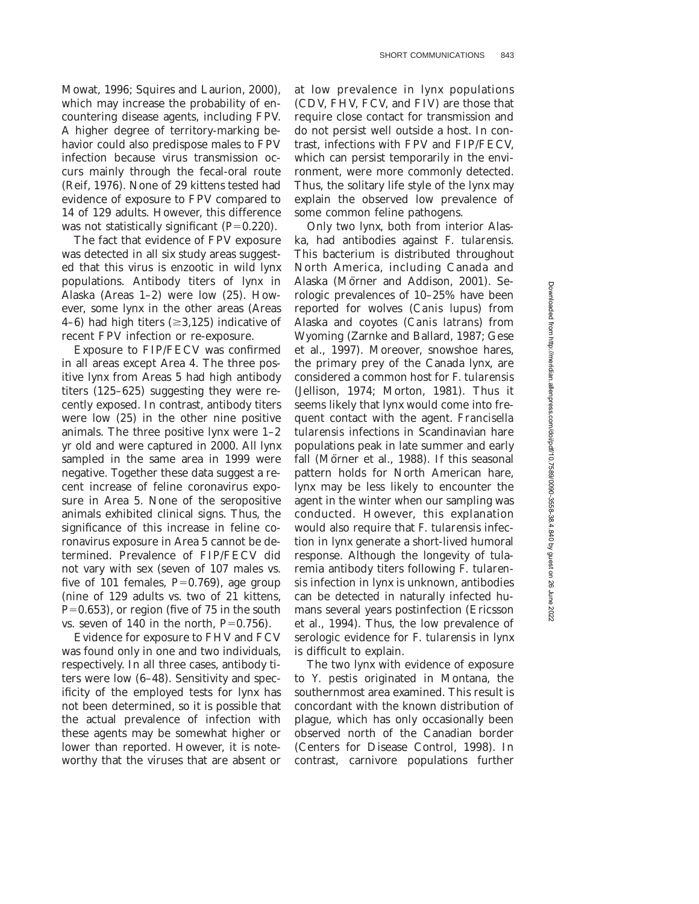Mowat, 1996; Squires and Laurion, 2000), which may increase the probability of encountering disease agents, including FPV. A higher degree of territory-marking behavior could also predispose males to FPV infection because virus transmission occurs mainly through the fecal-oral route (Reif, 1976). None of 29 kittens tested had evidence of exposure to FPV compared to 14 of 129 adults. However, this difference was not statistically significant ($P=0.220$).

The fact that evidence of FPV exposure was detected in all six study areas suggested that this virus is enzootic in wild lynx populations. Antibody titers of lynx in Alaska (Areas 1–2) were low (25). However, some lynx in the other areas (Areas 4–6) had high titers ($\geq$3,125) indicative of recent FPV infection or re-exposure.

Exposure to FIP/FECV was confirmed in all areas except Area 4. The three positive lynx from Areas 5 had high antibody titers (125–625) suggesting they were recently exposed. In contrast, antibody titers were low (25) in the other nine positive animals. The three positive lynx were 1–2 yr old and were captured in 2000. All lynx sampled in the same area in 1999 were negative. Together these data suggest a recent increase of feline coronavirus exposure in Area 5. None of the seropositive animals exhibited clinical signs. Thus, the significance of this increase in feline coronavirus exposure in Area 5 cannot be determined. Prevalence of FIP/FECV did not vary with sex (seven of 107 males vs. five of 101 females, $P=0.769$), age group (nine of 129 adults vs. two of 21 kittens, $P=0.653$), or region (five of 75 in the south vs. seven of 140 in the north, $P=0.756$).

Evidence for exposure to FHV and FCV was found only in one and two individuals, respectively. In all three cases, antibody titers were low (6–48). Sensitivity and specificity of the employed tests for lynx has not been determined, so it is possible that the actual prevalence of infection with these agents may be somewhat higher or lower than reported. However, it is noteworthy that the viruses that are absent or at low prevalence in lynx populations (CDV, FHV, FCV, and FIV) are those that require close contact for transmission and do not persist well outside a host. In contrast, infections with FPV and FIP/FECV, which can persist temporarily in the environment, were more commonly detected. Thus, the solitary life style of the lynx may explain the observed low prevalence of some common feline pathogens.

Only two lynx, both from interior Alaska, had antibodies against *F. tularensis*. This bacterium is distributed throughout North America, including Canada and Alaska (Mörner and Addison, 2001). Serologic prevalences of 10–25% have been reported for wolves (*Canis lupus*) from Alaska and coyotes (*Canis latrans*) from Wyoming (Zarnke and Ballard, 1987; Gese et al., 1997). Moreover, snowshoe hares, the primary prey of the Canada lynx, are considered a common host for *F. tularensis* (Jellison, 1974; Morton, 1981). Thus it seems likely that lynx would come into frequent contact with the agent. *Francisella tularensis* infections in Scandinavian hare populations peak in late summer and early fall (Mörner et al., 1988). If this seasonal pattern holds for North American hare, lynx may be less likely to encounter the agent in the winter when our sampling was conducted. However, this explanation would also require that *F. tularensis* infection in lynx generate a short-lived humoral response. Although the longevity of tularemia antibody titers following *F. tularensis* infection in lynx is unknown, antibodies can be detected in naturally infected humans several years postinfection (Ericsson et al., 1994). Thus, the low prevalence of serologic evidence for *F. tularensis* in lynx is difficult to explain.

The two lynx with evidence of exposure to *Y. pestis* originated in Montana, the southernmost area examined. This result is concordant with the known distribution of plague, which has only occasionally been observed north of the Canadian border (Centers for Disease Control, 1998). In contrast, carnivore populations further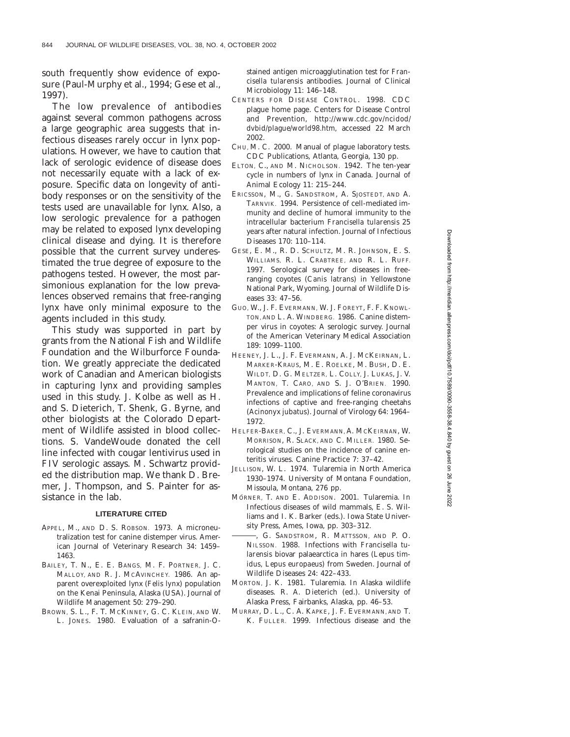south frequently show evidence of exposure (Paul-Murphy et al., 1994; Gese et al., 1997).

The low prevalence of antibodies against several common pathogens across a large geographic area suggests that infectious diseases rarely occur in lynx populations. However, we have to caution that lack of serologic evidence of disease does not necessarily equate with a lack of exposure. Specific data on longevity of antibody responses or on the sensitivity of the tests used are unavailable for lynx. Also, a low serologic prevalence for a pathogen may be related to exposed lynx developing clinical disease and dying. It is therefore possible that the current survey underestimated the true degree of exposure to the pathogens tested. However, the most parsimonious explanation for the low prevalences observed remains that free-ranging lynx have only minimal exposure to the agents included in this study.

This study was supported in part by grants from the National Fish and Wildlife Foundation and the Wilburforce Foundation. We greatly appreciate the dedicated work of Canadian and American biologists in capturing lynx and providing samples used in this study. J. Kolbe as well as H. and S. Dieterich, T. Shenk, G. Byrne, and other biologists at the Colorado Department of Wildlife assisted in blood collections. S. VandeWoude donated the cell line infected with cougar lentivirus used in FIV serologic assays. M. Schwartz provided the distribution map. We thank D. Bremer, J. Thompson, and S. Painter for assistance in the lab.

## LITERATURE CITED

- APPEL, M., AND D. S. ROBSON. 1973. A microneutralization test for canine distemper virus. American Journal of Veterinary Research 34: 1459–1463.
- BAILEY, T. N., E. E. BANGS, M. F. PORTNER, J. C. MALLOY, AND R. J. MCAVINCHEY. 1986. An apparent overexploited lynx (*Felis lynx*) population on the Kenai Peninsula, Alaska (USA). Journal of Wildlife Management 50: 279–290.
- BROWN, S. L., F. T. MCKINNEY, G. C. KLEIN, AND W. L. JONES. 1980. Evaluation of a safranin-O-stained antigen microagglutination test for *Francisella tularensis* antibodies. Journal of Clinical Microbiology 11: 146–148.
- CENTERS FOR DISEASE CONTROL. 1998. CDC plague home page. Centers for Disease Control and Prevention, http://www.cdc.gov/ncidod/dvbid/plague/world98.htm, accessed 22 March 2002.
- CHU, M. C. 2000. Manual of plague laboratory tests. CDC Publications, Atlanta, Georgia, 130 pp.
- ELTON, C., AND M. NICHOLSON. 1942. The ten-year cycle in numbers of lynx in Canada. Journal of Animal Ecology 11: 215–244.
- ERICSSON, M., G. SANDSTROM, A. SJOSTEDT, AND A. TARNVIK. 1994. Persistence of cell-mediated immunity and decline of humoral immunity to the intracellular bacterium *Francisella tularensis* 25 years after natural infection. Journal of Infectious Diseases 170: 110–114.
- GESE, E. M., R. D. SCHULTZ, M. R. JOHNSON, E. S. WILLIAMS, R. L. CRABTREE, AND R. L. RUFF. 1997. Serological survey for diseases in free-ranging coyotes (*Canis latrans*) in Yellowstone National Park, Wyoming. Journal of Wildlife Diseases 33: 47–56.
- GUO, W., J. F. EVERMANN, W. J. FOREYT, F. F. KNOWLTON, AND L. A. WINDBERG. 1986. Canine distemper virus in coyotes: A serologic survey. Journal of the American Veterinary Medical Association 189: 1099–1100.
- HEENEY, J. L., J. F. EVERMANN, A. J. MCKEIRNAN, L. MARKER-KRAUS, M. E. ROELKE, M. BUSH, D. E. WILDT, D. G. MELTZER, L. COLLY, J. LUKAS, J. V. MANTON, T. CARO, AND S. J. O'BRIEN. 1990. Prevalence and implications of feline coronavirus infections of captive and free-ranging cheetahs (*Acinonyx jubatus*). Journal of Virology 64: 1964–1972.
- HELFER-BAKER, C., J. EVERMANN, A. MCKEIRNAN, W. MORRISON, R. SLACK, AND C. MILLER. 1980. Serological studies on the incidence of canine enteritis viruses. Canine Practice 7: 37–42.
- JELLISON, W. L. 1974. Tularemia in North America 1930–1974. University of Montana Foundation, Missoula, Montana, 276 pp.
- MÖRNER, T. AND E. ADDISON. 2001. Tularemia. *In* Infectious diseases of wild mammals, E. S. Williams and I. K. Barker (eds.). Iowa State University Press, Ames, Iowa, pp. 303–312.
- ———, G. SANDSTROM, R. MATTSSON, AND P. O. NILSSON. 1988. Infections with *Francisella tularensis* biovar palaearctica in hares (*Lepus timidus*, *Lepus europaeus*) from Sweden. Journal of Wildlife Diseases 24: 422–433.
- MORTON, J. K. 1981. Tularemia. *In* Alaska wildlife diseases. R. A. Dieterich (ed.). University of Alaska Press, Fairbanks, Alaska, pp. 46–53.
- MURRAY, D. L., C. A. KAPKE, J. F. EVERMANN, AND T. K. FULLER. 1999. Infectious disease and the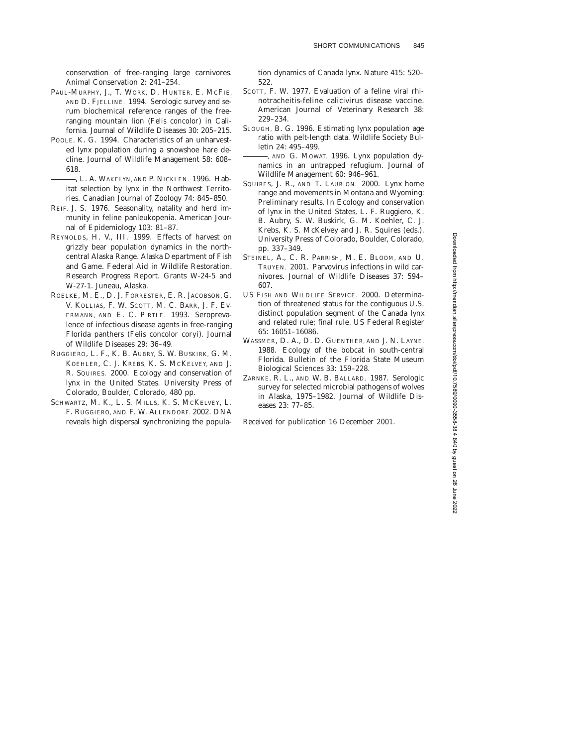conservation of free-ranging large carnivores. Animal Conservation 2: 241–254.

PAUL-MURPHY, J., T. WORK, D. HUNTER, E. MCFIE, AND D. FJELLINE. 1994. Serologic survey and serum biochemical reference ranges of the free-ranging mountain lion (*Felis concolor*) in California. Journal of Wildlife Diseases 30: 205–215.

POOLE, K. G. 1994. Characteristics of an unharvested lynx population during a snowshoe hare decline. Journal of Wildlife Management 58: 608–618.

———, L. A. WAKELYN, AND P. NICKLEN. 1996. Habitat selection by lynx in the Northwest Territories. Canadian Journal of Zoology 74: 845–850.

REIF, J. S. 1976. Seasonality, natality and herd immunity in feline panleukopenia. American Journal of Epidemiology 103: 81–87.

REYNOLDS, H. V., III. 1999. Effects of harvest on grizzly bear population dynamics in the north-central Alaska Range. Alaska Department of Fish and Game. Federal Aid in Wildlife Restoration. Research Progress Report. Grants W-24-5 and W-27-1. Juneau, Alaska.

ROELKE, M. E., D. J. FORRESTER, E. R. JACOBSON, G. V. KOLLIAS, F. W. SCOTT, M. C. BARR, J. F. EVERMANN, AND E. C. PIRTLE. 1993. Seroprevalence of infectious disease agents in free-ranging Florida panthers (*Felis concolor coryi*). Journal of Wildlife Diseases 29: 36–49.

RUGGIERO, L. F., K. B. AUBRY, S. W. BUSKIRK, G. M. KOEHLER, C. J. KREBS, K. S. MCKELVEY, AND J. R. SQUIRES. 2000. Ecology and conservation of lynx in the United States. University Press of Colorado, Boulder, Colorado, 480 pp.

SCHWARTZ, M. K., L. S. MILLS, K. S. MCKELVEY, L. F. RUGGIERO, AND F. W. ALLENDORF. 2002. DNA reveals high dispersal synchronizing the population dynamics of Canada lynx. Nature 415: 520–522.

SCOTT, F. W. 1977. Evaluation of a feline viral rhinotracheitis-feline calicivirus disease vaccine. American Journal of Veterinary Research 38: 229–234.

SLOUGH, B. G. 1996. Estimating lynx population age ratio with pelt-length data. Wildlife Society Bulletin 24: 495–499.

———, AND G. MOWAT. 1996. Lynx population dynamics in an untrapped refugium. Journal of Wildlife Management 60: 946–961.

SQUIRES, J. R., AND T. LAURION. 2000. Lynx home range and movements in Montana and Wyoming: Preliminary results. *In* Ecology and conservation of lynx in the United States, L. F. Ruggiero, K. B. Aubry, S. W. Buskirk, G. M. Koehler, C. J. Krebs, K. S. McKelvey and J. R. Squires (eds.). University Press of Colorado, Boulder, Colorado, pp. 337–349.

STEINEL, A., C. R. PARRISH, M. E. BLOOM, AND U. TRUYEN. 2001. Parvovirus infections in wild carnivores. Journal of Wildlife Diseases 37: 594–607.

US FISH AND WILDLIFE SERVICE. 2000. Determination of threatened status for the contiguous U.S. distinct population segment of the Canada lynx and related rule; final rule. US Federal Register 65: 16051–16086.

WASSMER, D. A., D. D. GUENTHER, AND J. N. LAYNE. 1988. Ecology of the bobcat in south-central Florida. Bulletin of the Florida State Museum Biological Sciences 33: 159–228.

ZARNKE, R. L., AND W. B. BALLARD. 1987. Serologic survey for selected microbial pathogens of wolves in Alaska, 1975–1982. Journal of Wildlife Diseases 23: 77–85.

*Received for publication 16 December 2001.*